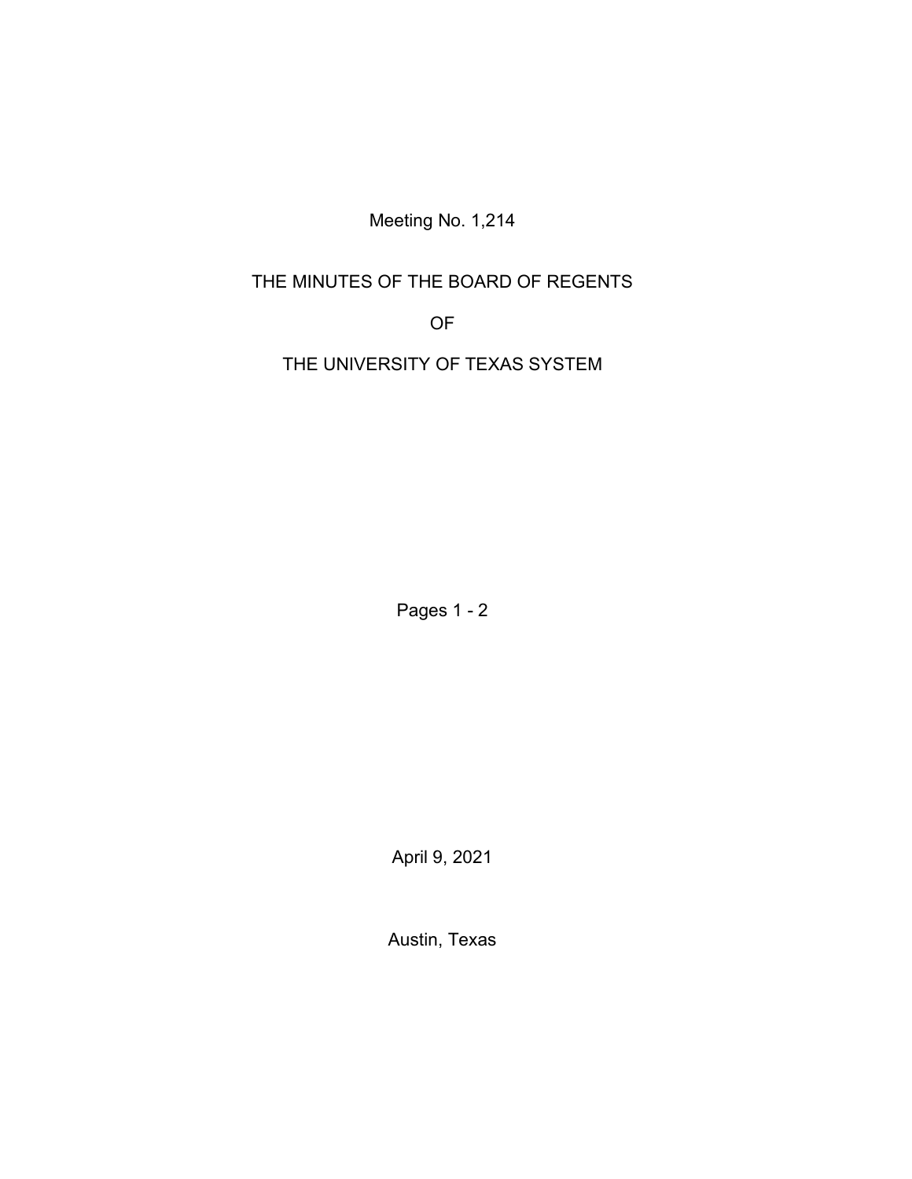Meeting No. 1,214

# THE MINUTES OF THE BOARD OF REGENTS

# OF

# THE UNIVERSITY OF TEXAS SYSTEM

Pages 1 - 2

April 9, 2021

Austin, Texas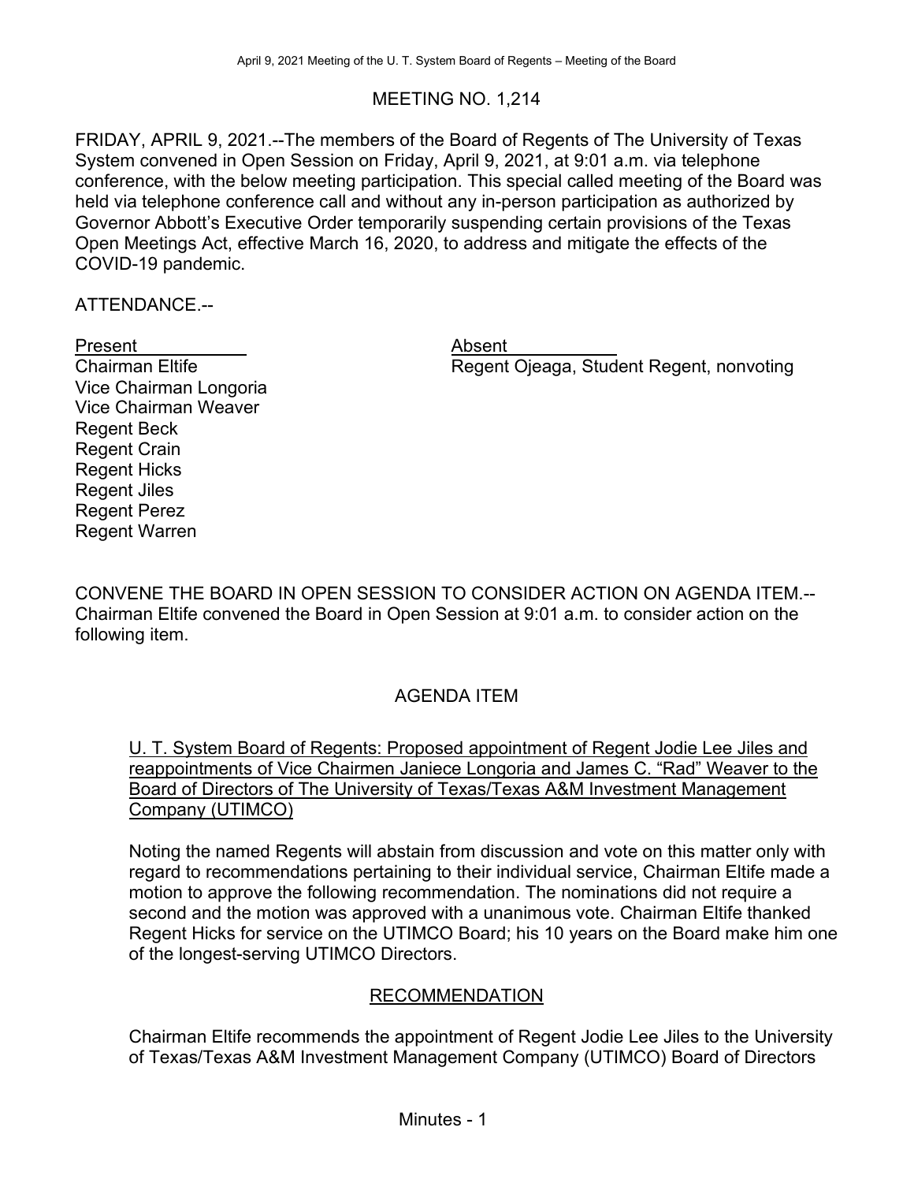# MEETING NO. 1,214

FRIDAY, APRIL 9, 2021.--The members of the Board of Regents of The University of Texas System convened in Open Session on Friday, April 9, 2021, at 9:01 a.m. via telephone conference, with the below meeting participation. This special called meeting of the Board was held via telephone conference call and without any in-person participation as authorized by Governor Abbott's Executive Order temporarily suspending certain provisions of the Texas Open Meetings Act, effective March 16, 2020, to address and mitigate the effects of the COVID-19 pandemic.

ATTENDANCE.--

| Present | Absent |
| --- | --- |
| Chairman Eltife | Regent Ojeaga, Student Regent, nonvoting |
| Vice Chairman Longoria | |
| Vice Chairman Weaver | |
| Regent Beck | |
| Regent Crain | |
| Regent Hicks | |
| Regent Jiles | |
| Regent Perez | |
| Regent Warren | |

CONVENE THE BOARD IN OPEN SESSION TO CONSIDER ACTION ON AGENDA ITEM.--Chairman Eltife convened the Board in Open Session at 9:01 a.m. to consider action on the following item.

## AGENDA ITEM

U. T. System Board of Regents: Proposed appointment of Regent Jodie Lee Jiles and reappointments of Vice Chairmen Janiece Longoria and James C. "Rad" Weaver to the Board of Directors of The University of Texas/Texas A&M Investment Management Company (UTIMCO)

Noting the named Regents will abstain from discussion and vote on this matter only with regard to recommendations pertaining to their individual service, Chairman Eltife made a motion to approve the following recommendation. The nominations did not require a second and the motion was approved with a unanimous vote. Chairman Eltife thanked Regent Hicks for service on the UTIMCO Board; his 10 years on the Board make him one of the longest-serving UTIMCO Directors.

### RECOMMENDATION

Chairman Eltife recommends the appointment of Regent Jodie Lee Jiles to the University of Texas/Texas A&M Investment Management Company (UTIMCO) Board of Directors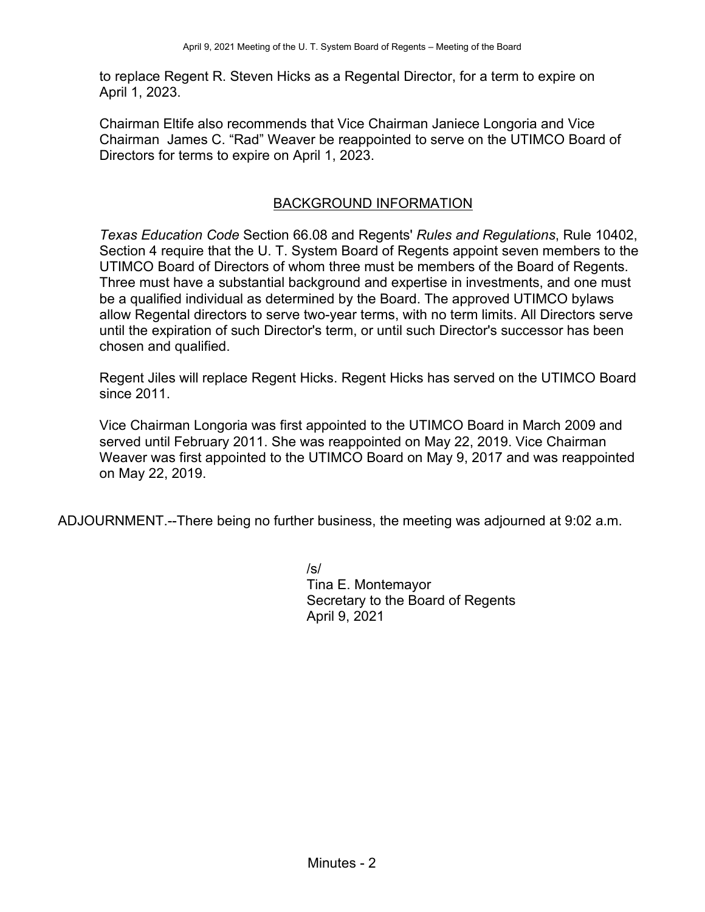to replace Regent R. Steven Hicks as a Regental Director, for a term to expire on April 1, 2023.

Chairman Eltife also recommends that Vice Chairman Janiece Longoria and Vice Chairman James C. "Rad" Weaver be reappointed to serve on the UTIMCO Board of Directors for terms to expire on April 1, 2023.

## BACKGROUND INFORMATION

*Texas Education Code* Section 66.08 and Regents' *Rules and Regulations*, Rule 10402, Section 4 require that the U. T. System Board of Regents appoint seven members to the UTIMCO Board of Directors of whom three must be members of the Board of Regents. Three must have a substantial background and expertise in investments, and one must be a qualified individual as determined by the Board. The approved UTIMCO bylaws allow Regental directors to serve two-year terms, with no term limits. All Directors serve until the expiration of such Director's term, or until such Director's successor has been chosen and qualified.

Regent Jiles will replace Regent Hicks. Regent Hicks has served on the UTIMCO Board since 2011.

Vice Chairman Longoria was first appointed to the UTIMCO Board in March 2009 and served until February 2011. She was reappointed on May 22, 2019. Vice Chairman Weaver was first appointed to the UTIMCO Board on May 9, 2017 and was reappointed on May 22, 2019.

ADJOURNMENT.--There being no further business, the meeting was adjourned at 9:02 a.m.

/s/
Tina E. Montemayor
Secretary to the Board of Regents
April 9, 2021